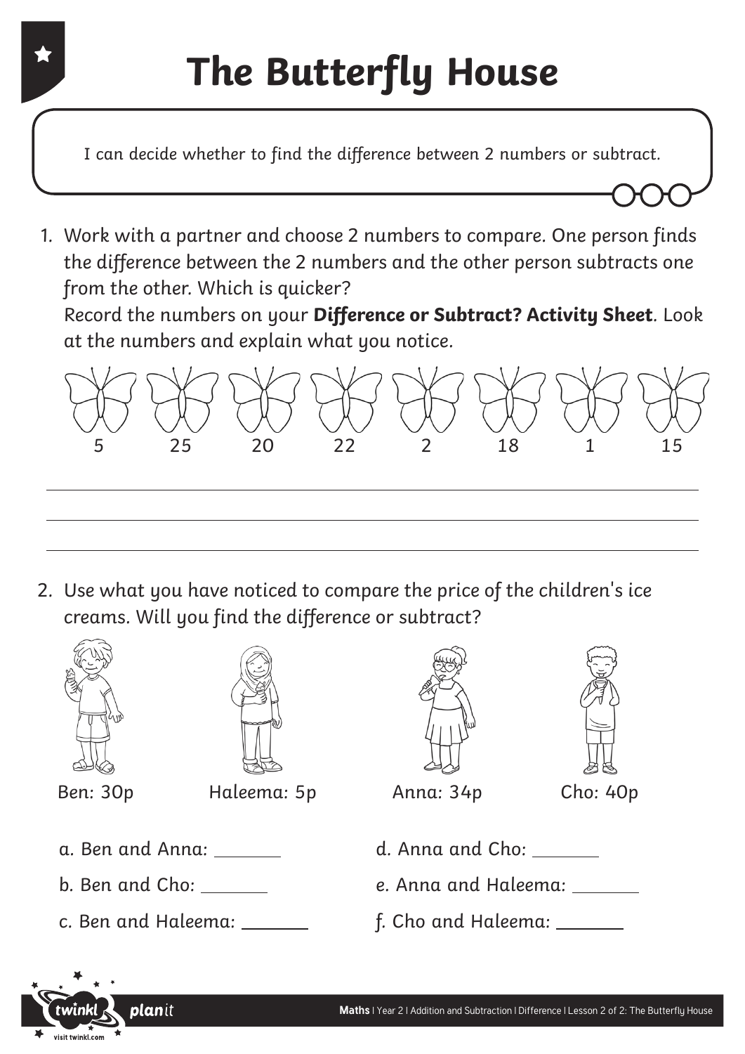# The Butterfly House

I can decide whether to find the difference between 2 numbers or subtract.

1. Work with a partner and choose 2 numbers to compare. One person finds the difference between the 2 numbers and the other person subtracts one from the other. Which is quicker?
   Record the numbers on your **Difference or Subtract? Activity Sheet**. Look at the numbers and explain what you notice.

5 25 20 22 2 18 1 15

_______________________________________________

_______________________________________________

_______________________________________________

2. Use what you have noticed to compare the price of the children's ice creams. Will you find the difference or subtract?

Ben: 30p Haleema: 5p Anna: 34p Cho: 40p

a. Ben and Anna: _______

b. Ben and Cho: _______

c. Ben and Haleema: _______

d. Anna and Cho: _______

e. Anna and Haleema: _______

f. Cho and Haleema: _______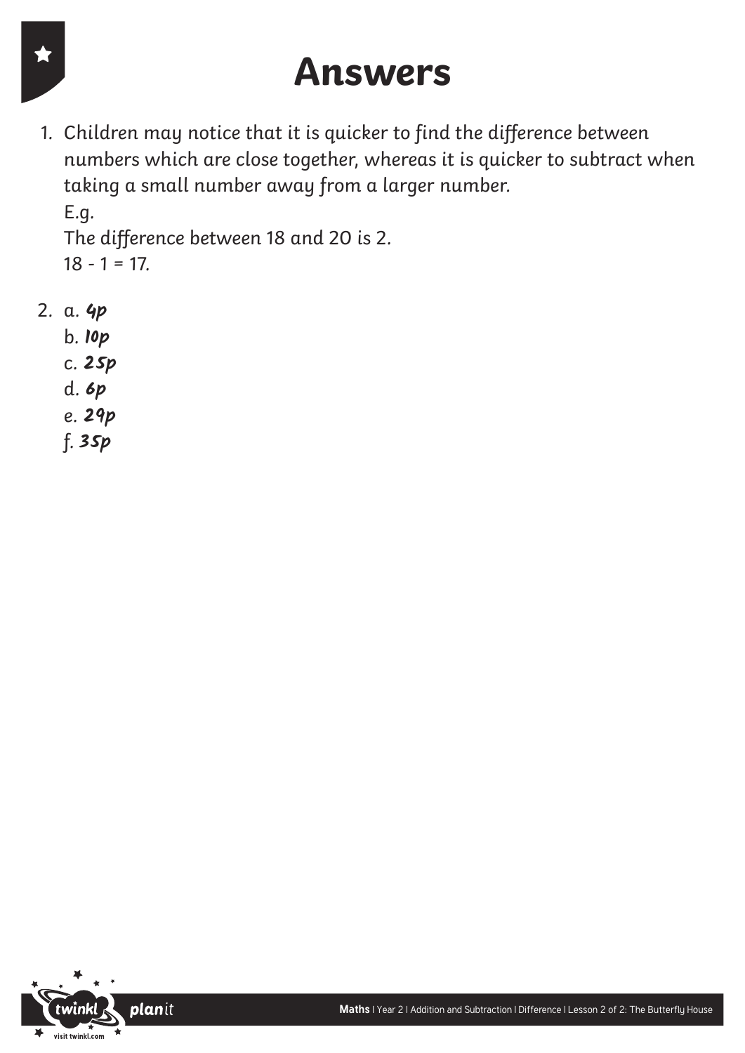# Answers

1. Children may notice that it is quicker to find the difference between numbers which are close together, whereas it is quicker to subtract when taking a small number away from a larger number.
   E.g.
   The difference between 18 and 20 is 2.
   18 - 1 = 17.

2. a. **4p**
   b. **10p**
   c. **25p**
   d. **6p**
   e. **29p**
   f. **35p**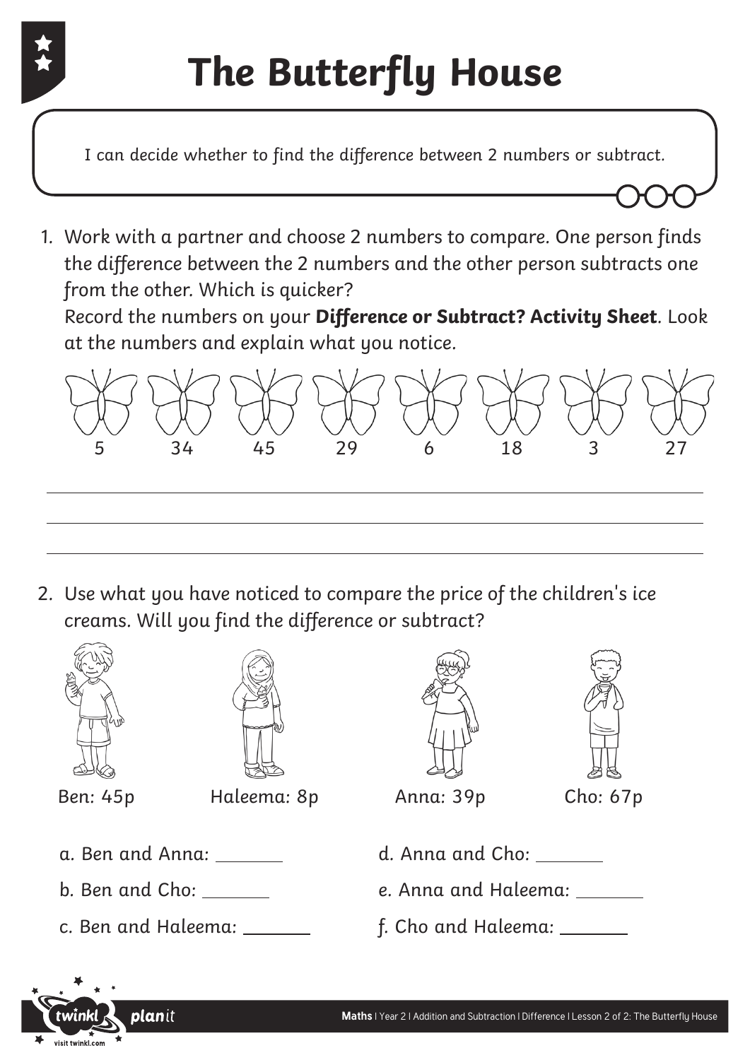# The Butterfly House

I can decide whether to find the difference between 2 numbers or subtract.

1. Work with a partner and choose 2 numbers to compare. One person finds the difference between the 2 numbers and the other person subtracts one from the other. Which is quicker?
   Record the numbers on your **Difference or Subtract? Activity Sheet**. Look at the numbers and explain what you notice.

5 34 45 29 6 18 3 27

___________________________________________

___________________________________________

___________________________________________

2. Use what you have noticed to compare the price of the children's ice creams. Will you find the difference or subtract?

Ben: 45p Haleema: 8p Anna: 39p Cho: 67p

a. Ben and Anna: _______

b. Ben and Cho: _______

c. Ben and Haleema: _______

d. Anna and Cho: _______

e. Anna and Haleema: _______

f. Cho and Haleema: _______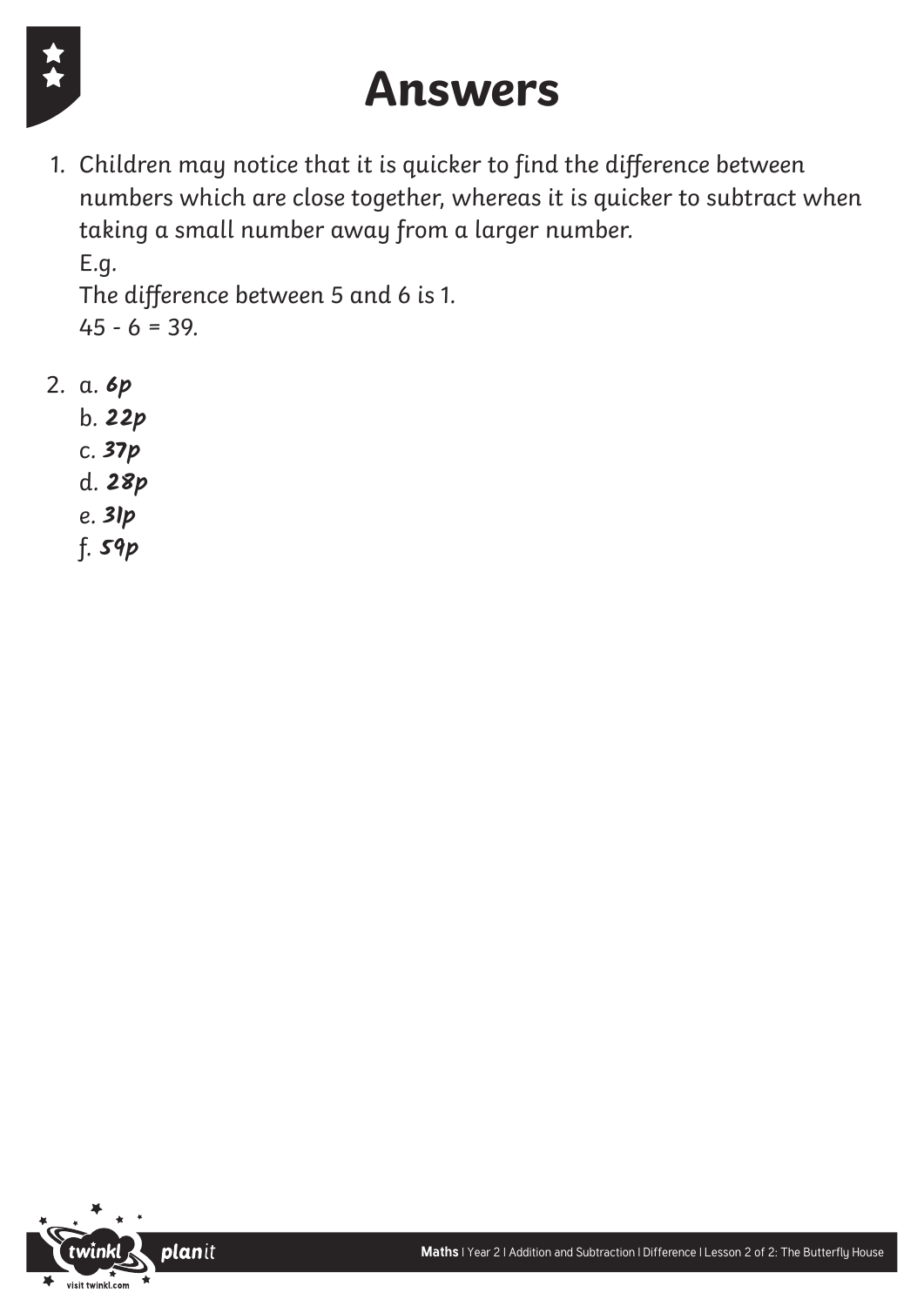# Answers

1. Children may notice that it is quicker to find the difference between numbers which are close together, whereas it is quicker to subtract when taking a small number away from a larger number.
   E.g.
   The difference between 5 and 6 is 1.
   45 - 6 = 39.

2. a. **6p**
   b. **22p**
   c. **37p**
   d. **28p**
   e. **31p**
   f. **59p**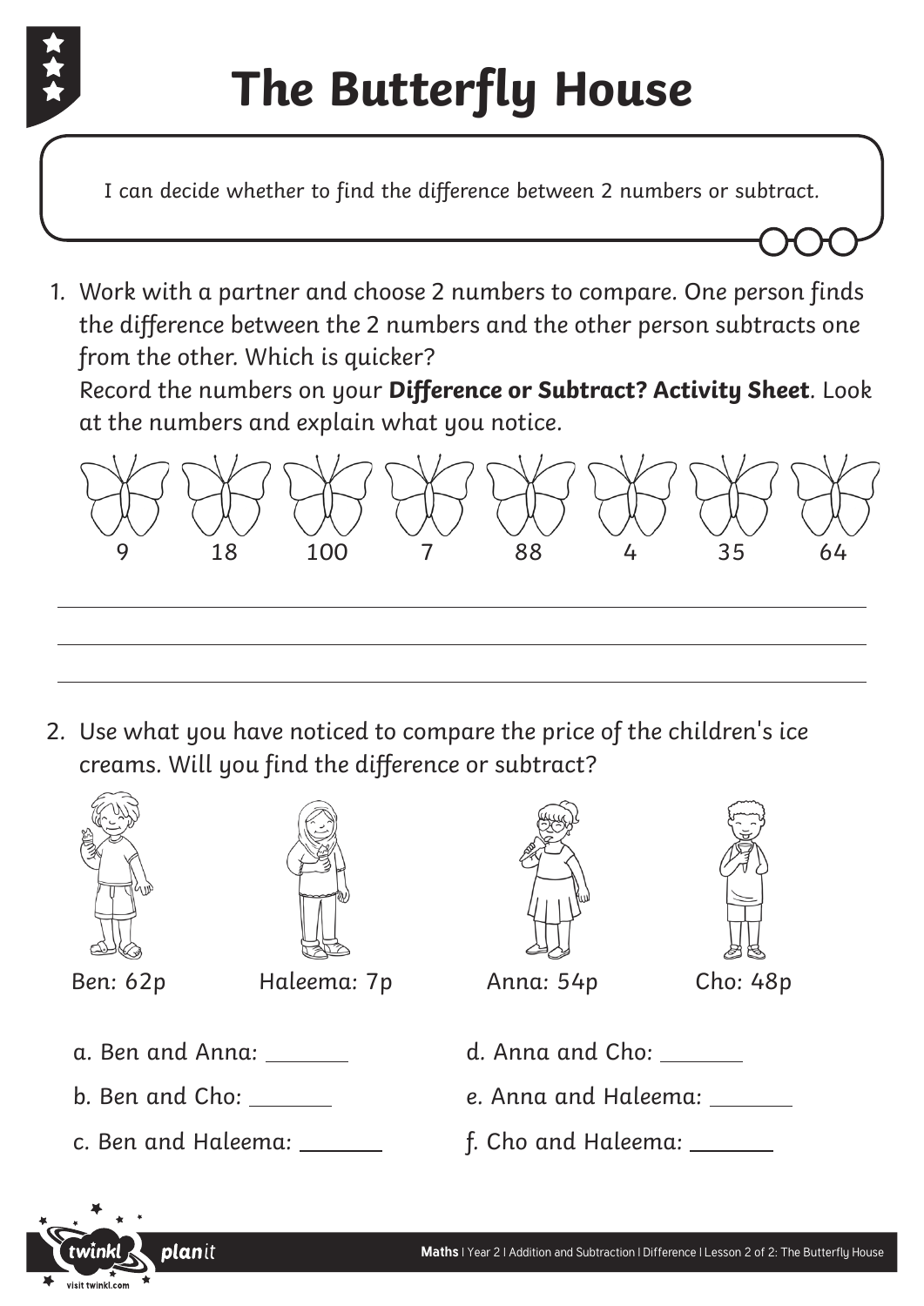# The Butterfly House

I can decide whether to find the difference between 2 numbers or subtract.

1. Work with a partner and choose 2 numbers to compare. One person finds the difference between the 2 numbers and the other person subtracts one from the other. Which is quicker?
   Record the numbers on your **Difference or Subtract? Activity Sheet**. Look at the numbers and explain what you notice.

9 18 100 7 88 4 35 64

______________________________________________

______________________________________________

______________________________________________

2. Use what you have noticed to compare the price of the children's ice creams. Will you find the difference or subtract?

Ben: 62p Haleema: 7p Anna: 54p Cho: 48p

a. Ben and Anna: _______

b. Ben and Cho: _______

c. Ben and Haleema: _______

d. Anna and Cho: _______

e. Anna and Haleema: _______

f. Cho and Haleema: _______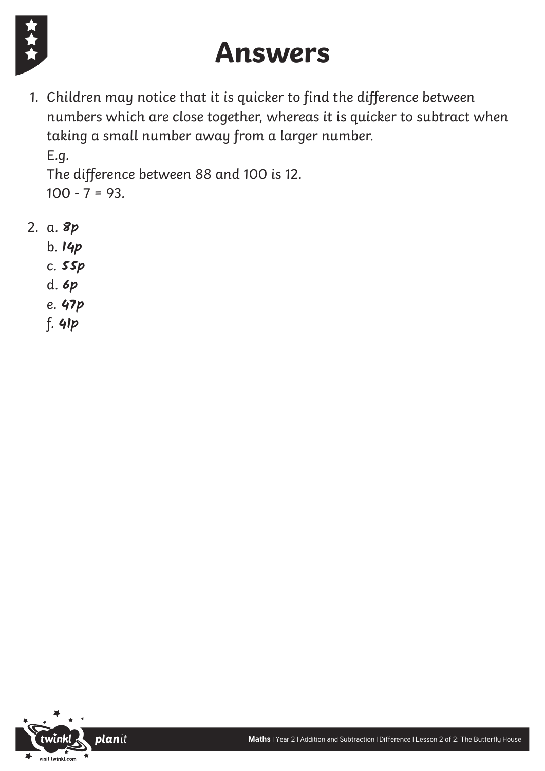# Answers

1. Children may notice that it is quicker to find the difference between numbers which are close together, whereas it is quicker to subtract when taking a small number away from a larger number.
   E.g.
   The difference between 88 and 100 is 12.
   100 - 7 = 93.

2. a. **8p**
   b. **14p**
   c. **55p**
   d. **6p**
   e. **47p**
   f. **41p**